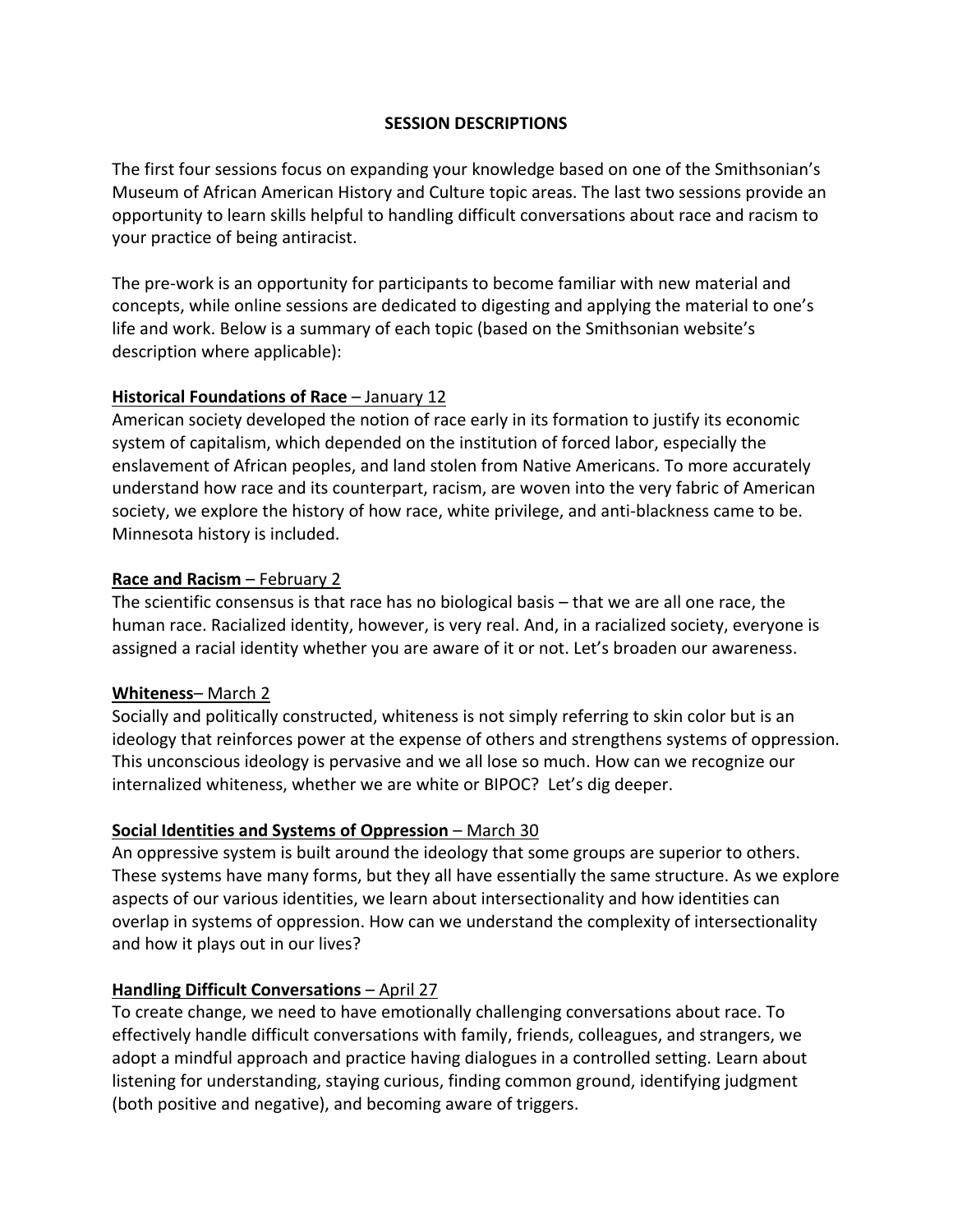## SESSION DESCRIPTIONS

The first four sessions focus on expanding your knowledge based on one of the Smithsonian's Museum of African American History and Culture topic areas. The last two sessions provide an opportunity to learn skills helpful to handling difficult conversations about race and racism to your practice of being antiracist.

The pre-work is an opportunity for participants to become familiar with new material and concepts, while online sessions are dedicated to digesting and applying the material to one's life and work. Below is a summary of each topic (based on the Smithsonian website's description where applicable):

**Historical Foundations of Race** – January 12

American society developed the notion of race early in its formation to justify its economic system of capitalism, which depended on the institution of forced labor, especially the enslavement of African peoples, and land stolen from Native Americans. To more accurately understand how race and its counterpart, racism, are woven into the very fabric of American society, we explore the history of how race, white privilege, and anti-blackness came to be. Minnesota history is included.

**Race and Racism** – February 2

The scientific consensus is that race has no biological basis – that we are all one race, the human race. Racialized identity, however, is very real. And, in a racialized society, everyone is assigned a racial identity whether you are aware of it or not. Let's broaden our awareness.

**Whiteness**– March 2

Socially and politically constructed, whiteness is not simply referring to skin color but is an ideology that reinforces power at the expense of others and strengthens systems of oppression. This unconscious ideology is pervasive and we all lose so much. How can we recognize our internalized whiteness, whether we are white or BIPOC? Let's dig deeper.

**Social Identities and Systems of Oppression** – March 30

An oppressive system is built around the ideology that some groups are superior to others. These systems have many forms, but they all have essentially the same structure. As we explore aspects of our various identities, we learn about intersectionality and how identities can overlap in systems of oppression. How can we understand the complexity of intersectionality and how it plays out in our lives?

**Handling Difficult Conversations** – April 27

To create change, we need to have emotionally challenging conversations about race. To effectively handle difficult conversations with family, friends, colleagues, and strangers, we adopt a mindful approach and practice having dialogues in a controlled setting. Learn about listening for understanding, staying curious, finding common ground, identifying judgment (both positive and negative), and becoming aware of triggers.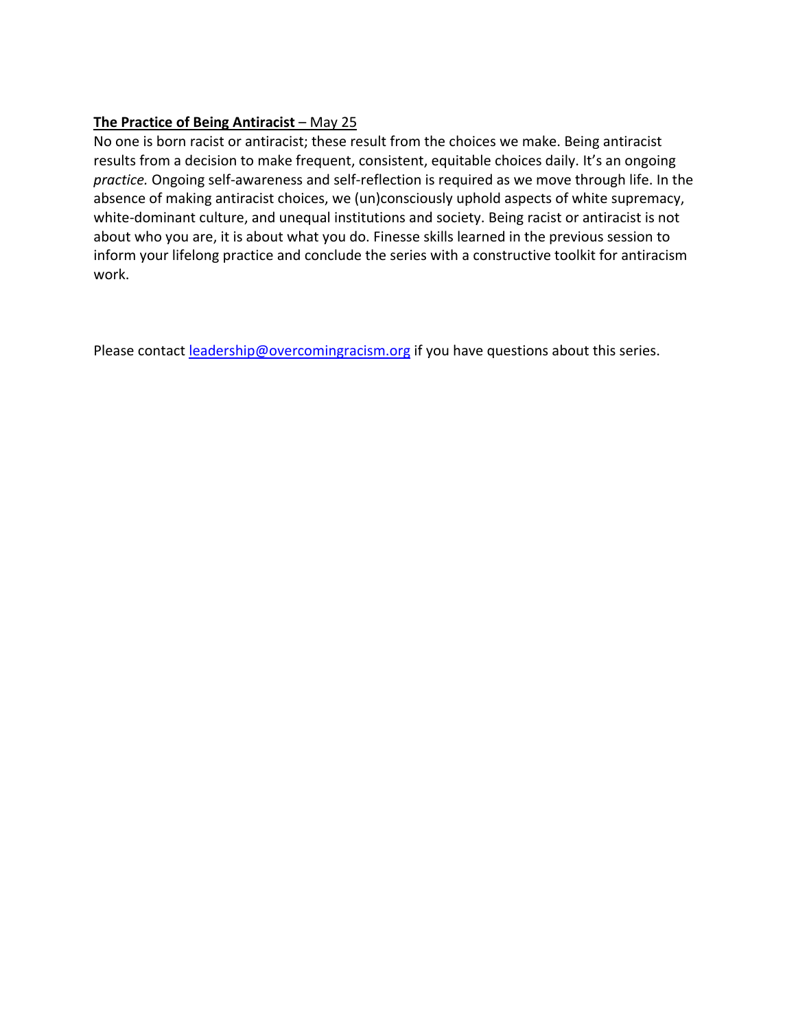**The Practice of Being Antiracist** – May 25

No one is born racist or antiracist; these result from the choices we make. Being antiracist results from a decision to make frequent, consistent, equitable choices daily. It's an ongoing *practice.* Ongoing self-awareness and self-reflection is required as we move through life. In the absence of making antiracist choices, we (un)consciously uphold aspects of white supremacy, white-dominant culture, and unequal institutions and society. Being racist or antiracist is not about who you are, it is about what you do. Finesse skills learned in the previous session to inform your lifelong practice and conclude the series with a constructive toolkit for antiracism work.

Please contact leadership@overcomingracism.org if you have questions about this series.